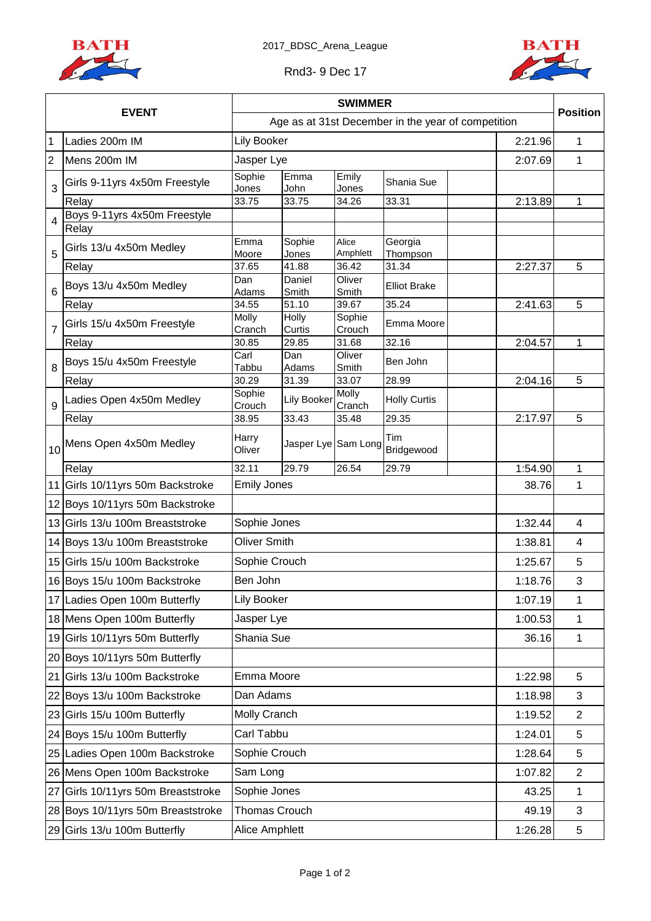2017_BDSC_Arena_League

Rnd3- 9 Dec 17

| | EVENT | SWIMMER | | | | | | Position |
|---|---|---|---|---|---|---|---|---|
| | | Age as at 31st December in the year of competition | | | | | | |
| 1 | Ladies 200m IM | Lily Booker | | | | | 2:21.96 | 1 |
| 2 | Mens 200m IM | Jasper Lye | | | | | 2:07.69 | 1 |
| 3 | Girls 9-11yrs 4x50m Freestyle | Sophie Jones | Emma John | Emily Jones | Shania Sue | | | |
| | Relay | 33.75 | 33.75 | 34.26 | 33.31 | | 2:13.89 | 1 |
| 4 | Boys 9-11yrs 4x50m Freestyle | | | | | | | |
| | Relay | | | | | | | |
| 5 | Girls 13/u 4x50m Medley | Emma Moore | Sophie Jones | Alice Amphlett | Georgia Thompson | | | |
| | Relay | 37.65 | 41.88 | 36.42 | 31.34 | | 2:27.37 | 5 |
| 6 | Boys 13/u 4x50m Medley | Dan Adams | Daniel Smith | Oliver Smith | Elliot Brake | | | |
| | Relay | 34.55 | 51.10 | 39.67 | 35.24 | | 2:41.63 | 5 |
| 7 | Girls 15/u 4x50m Freestyle | Molly Cranch | Holly Curtis | Sophie Crouch | Emma Moore | | | |
| | Relay | 30.85 | 29.85 | 31.68 | 32.16 | | 2:04.57 | 1 |
| 8 | Boys 15/u 4x50m Freestyle | Carl Tabbu | Dan Adams | Oliver Smith | Ben John | | | |
| | Relay | 30.29 | 31.39 | 33.07 | 28.99 | | 2:04.16 | 5 |
| 9 | Ladies Open 4x50m Medley | Sophie Crouch | Lily Booker | Molly Cranch | Holly Curtis | | | |
| | Relay | 38.95 | 33.43 | 35.48 | 29.35 | | 2:17.97 | 5 |
| 10 | Mens Open 4x50m Medley | Harry Oliver | Jasper Lye | Sam Long | Tim Bridgewood | | | |
| | Relay | 32.11 | 29.79 | 26.54 | 29.79 | | 1:54.90 | 1 |
| 11 | Girls 10/11yrs 50m Backstroke | Emily Jones | | | | | 38.76 | 1 |
| 12 | Boys 10/11yrs 50m Backstroke | | | | | | | |
| 13 | Girls 13/u 100m Breaststroke | Sophie Jones | | | | | 1:32.44 | 4 |
| 14 | Boys 13/u 100m Breaststroke | Oliver Smith | | | | | 1:38.81 | 4 |
| 15 | Girls 15/u 100m Backstroke | Sophie Crouch | | | | | 1:25.67 | 5 |
| 16 | Boys 15/u 100m Backstroke | Ben John | | | | | 1:18.76 | 3 |
| 17 | Ladies Open 100m Butterfly | Lily Booker | | | | | 1:07.19 | 1 |
| 18 | Mens Open 100m Butterfly | Jasper Lye | | | | | 1:00.53 | 1 |
| 19 | Girls 10/11yrs 50m Butterfly | Shania Sue | | | | | 36.16 | 1 |
| 20 | Boys 10/11yrs 50m Butterfly | | | | | | | |
| 21 | Girls 13/u 100m Backstroke | Emma Moore | | | | | 1:22.98 | 5 |
| 22 | Boys 13/u 100m Backstroke | Dan Adams | | | | | 1:18.98 | 3 |
| 23 | Girls 15/u 100m Butterfly | Molly Cranch | | | | | 1:19.52 | 2 |
| 24 | Boys 15/u 100m Butterfly | Carl Tabbu | | | | | 1:24.01 | 5 |
| 25 | Ladies Open 100m Backstroke | Sophie Crouch | | | | | 1:28.64 | 5 |
| 26 | Mens Open 100m Backstroke | Sam Long | | | | | 1:07.82 | 2 |
| 27 | Girls 10/11yrs 50m Breaststroke | Sophie Jones | | | | | 43.25 | 1 |
| 28 | Boys 10/11yrs 50m Breaststroke | Thomas Crouch | | | | | 49.19 | 3 |
| 29 | Girls 13/u 100m Butterfly | Alice Amphlett | | | | | 1:26.28 | 5 |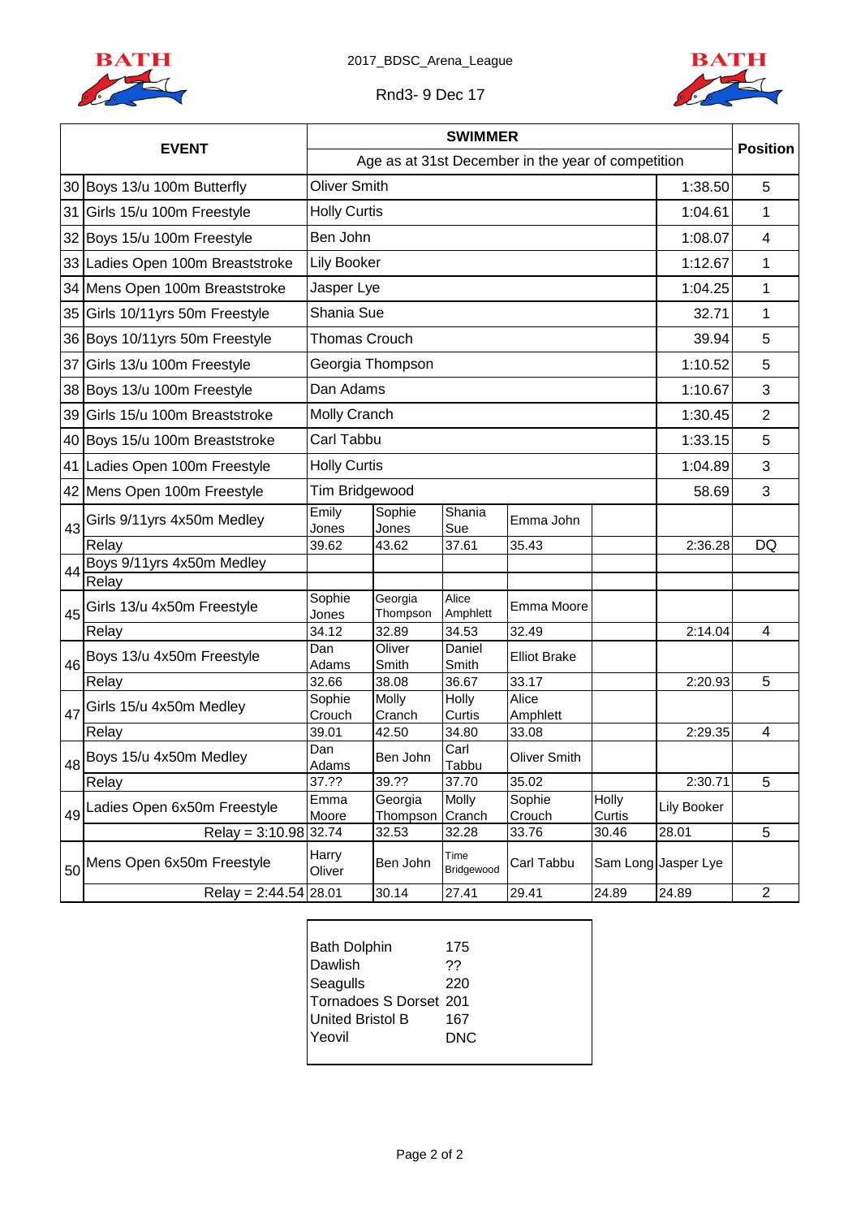2017_BDSC_Arena_League

Rnd3- 9 Dec 17

| | EVENT | SWIMMER | | | | | | Position |
|---|---|---|---|---|---|---|---|---|
| | | Age as at 31st December in the year of competition | | | | | | |
| 30 | Boys 13/u 100m Butterfly | Oliver Smith | | | | | 1:38.50 | 5 |
| 31 | Girls 15/u 100m Freestyle | Holly Curtis | | | | | 1:04.61 | 1 |
| 32 | Boys 15/u 100m Freestyle | Ben John | | | | | 1:08.07 | 4 |
| 33 | Ladies Open 100m Breaststroke | Lily Booker | | | | | 1:12.67 | 1 |
| 34 | Mens Open 100m Breaststroke | Jasper Lye | | | | | 1:04.25 | 1 |
| 35 | Girls 10/11yrs 50m Freestyle | Shania Sue | | | | | 32.71 | 1 |
| 36 | Boys 10/11yrs 50m Freestyle | Thomas Crouch | | | | | 39.94 | 5 |
| 37 | Girls 13/u 100m Freestyle | Georgia Thompson | | | | | 1:10.52 | 5 |
| 38 | Boys 13/u 100m Freestyle | Dan Adams | | | | | 1:10.67 | 3 |
| 39 | Girls 15/u 100m Breaststroke | Molly Cranch | | | | | 1:30.45 | 2 |
| 40 | Boys 15/u 100m Breaststroke | Carl Tabbu | | | | | 1:33.15 | 5 |
| 41 | Ladies Open 100m Freestyle | Holly Curtis | | | | | 1:04.89 | 3 |
| 42 | Mens Open 100m Freestyle | Tim Bridgewood | | | | | 58.69 | 3 |
| 43 | Girls 9/11yrs 4x50m Medley | Emily Jones | Sophie Jones | Shania Sue | Emma John | | | |
| | Relay | 39.62 | 43.62 | 37.61 | 35.43 | | 2:36.28 | DQ |
| 44 | Boys 9/11yrs 4x50m Medley | | | | | | | |
| | Relay | | | | | | | |
| 45 | Girls 13/u 4x50m Freestyle | Sophie Jones | Georgia Thompson | Alice Amphlett | Emma Moore | | | |
| | Relay | 34.12 | 32.89 | 34.53 | 32.49 | | 2:14.04 | 4 |
| 46 | Boys 13/u 4x50m Freestyle | Dan Adams | Oliver Smith | Daniel Smith | Elliot Brake | | | |
| | Relay | 32.66 | 38.08 | 36.67 | 33.17 | | 2:20.93 | 5 |
| 47 | Girls 15/u 4x50m Medley | Sophie Crouch | Molly Cranch | Holly Curtis | Alice Amphlett | | | |
| | Relay | 39.01 | 42.50 | 34.80 | 33.08 | | 2:29.35 | 4 |
| 48 | Boys 15/u 4x50m Medley | Dan Adams | Ben John | Carl Tabbu | Oliver Smith | | | |
| | Relay | 37.?? | 39.?? | 37.70 | 35.02 | | 2:30.71 | 5 |
| 49 | Ladies Open 6x50m Freestyle | Emma Moore | Georgia Thompson | Molly Cranch | Sophie Crouch | Holly Curtis | Lily Booker | |
| | Relay = 3:10.98 | 32.74 | 32.53 | 32.28 | 33.76 | 30.46 | 28.01 | 5 |
| 50 | Mens Open 6x50m Freestyle | Harry Oliver | Ben John | Time Bridgewood | Carl Tabbu | Sam Long | Jasper Lye | |
| | Relay = 2:44.54 | 28.01 | 30.14 | 27.41 | 29.41 | 24.89 | 24.89 | 2 |

| | |
|---|---|
| Bath Dolphin | 175 |
| Dawlish | ?? |
| Seagulls | 220 |
| Tornadoes S Dorset | 201 |
| United Bristol B | 167 |
| Yeovil | DNC |